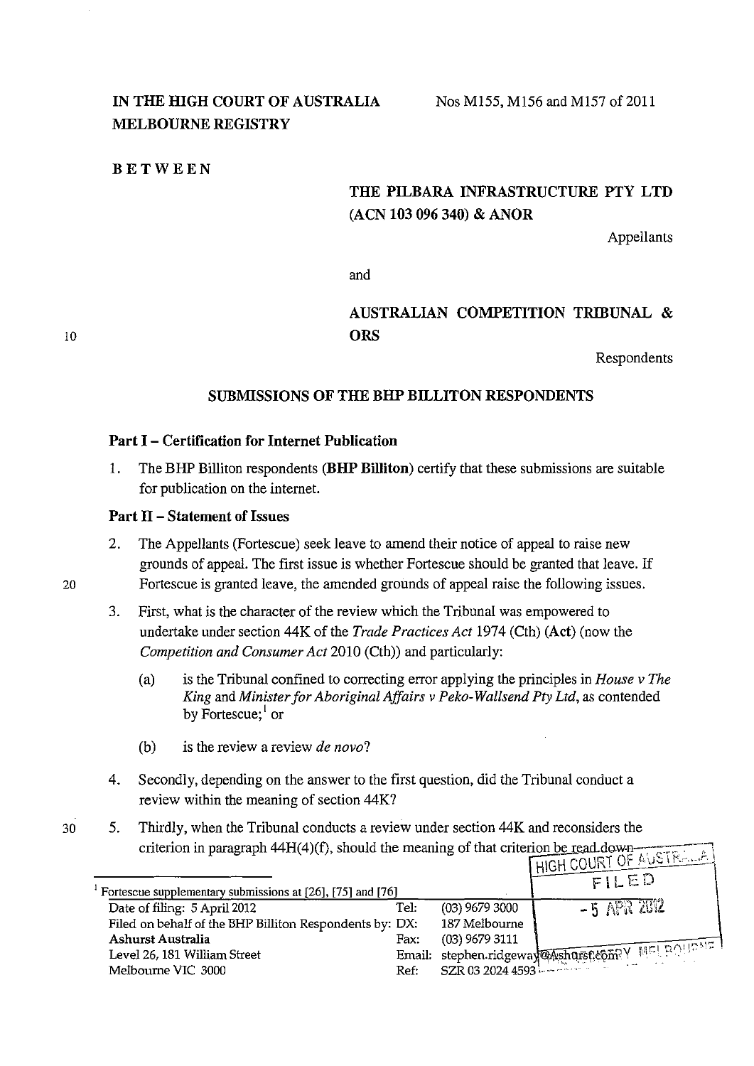**IN THE HIGH COURT OF AUSTRALIA**
**MELBOURNE REGISTRY**

Nos M155, M156 and M157 of 2011

**BETWEEN**

**THE PILBARA INFRASTRUCTURE PTY LTD (ACN 103 096 340) & ANOR**

Appellants

and

**AUSTRALIAN COMPETITION TRIBUNAL & ORS**

Respondents

## SUBMISSIONS OF THE BHP BILLITON RESPONDENTS

### Part I – Certification for Internet Publication

1. The BHP Billiton respondents (**BHP Billiton**) certify that these submissions are suitable for publication on the internet.

### Part II – Statement of Issues

2. The Appellants (Fortescue) seek leave to amend their notice of appeal to raise new grounds of appeal. The first issue is whether Fortescue should be granted that leave. If Fortescue is granted leave, the amended grounds of appeal raise the following issues.

3. First, what is the character of the review which the Tribunal was empowered to undertake under section 44K of the *Trade Practices Act* 1974 (Cth) (**Act**) (now the *Competition and Consumer Act* 2010 (Cth)) and particularly:

   (a) is the Tribunal confined to correcting error applying the principles in *House v The King* and *Minister for Aboriginal Affairs v Peko-Wallsend Pty Ltd*, as contended by Fortescue;[1] or

   (b) is the review a review *de novo*?

4. Secondly, depending on the answer to the first question, did the Tribunal conduct a review within the meaning of section 44K?

5. Thirdly, when the Tribunal conducts a review under section 44K and reconsiders the criterion in paragraph 44H(4)(f), should the meaning of that criterion be read down

---

[1] Fortescue supplementary submissions at [26], [75] and [76]

| | | | |
|---|---|---|---|
| Date of filing: 5 April 2012 | Tel: | (03) 9679 3000 | |
| Filed on behalf of the BHP Billiton Respondents by: | DX: | 187 Melbourne | |
| Ashurst Australia | Fax: | (03) 9679 3111 | |
| Level 26, 181 William Street | Email: | stephen.ridgeway@ashurst.com | |
| Melbourne VIC 3000 | Ref: | SZR 03 2024 4593 | |

HIGH COURT OF AUSTRALIA
FILED
- 5 APR 2012
REGISTRY MELBOURNE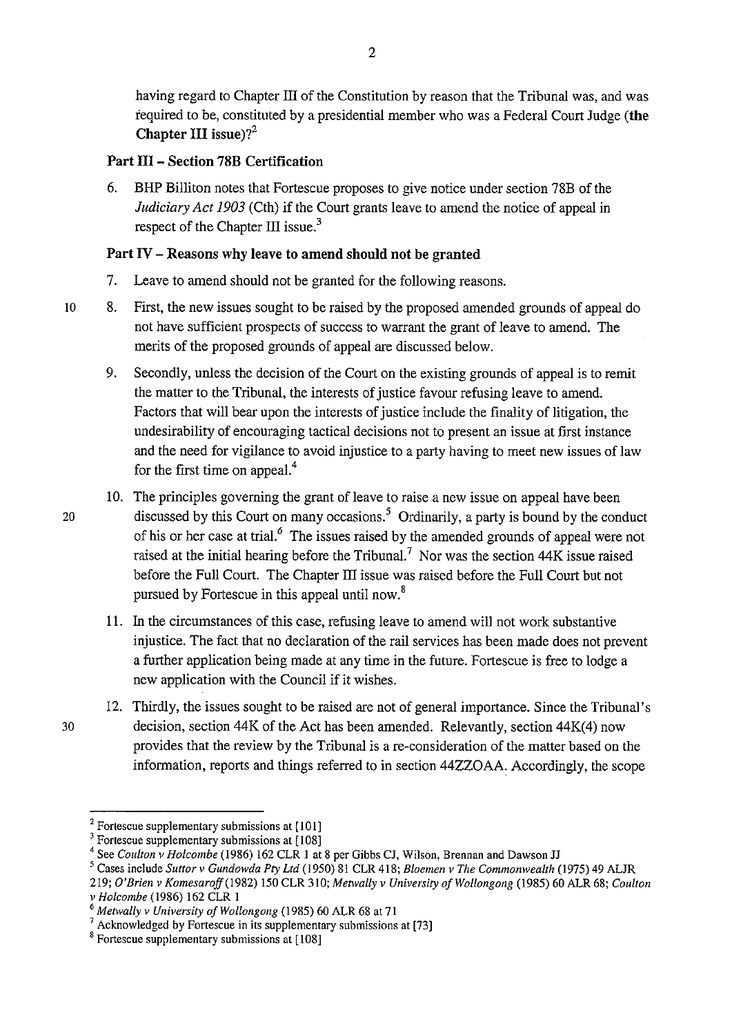having regard to Chapter III of the Constitution by reason that the Tribunal was, and was required to be, constituted by a presidential member who was a Federal Court Judge (**the Chapter III issue**)?[2]

### Part III – Section 78B Certification

6. BHP Billiton notes that Fortescue proposes to give notice under section 78B of the *Judiciary Act 1903* (Cth) if the Court grants leave to amend the notice of appeal in respect of the Chapter III issue.[3]

### Part IV – Reasons why leave to amend should not be granted

7. Leave to amend should not be granted for the following reasons.

8. First, the new issues sought to be raised by the proposed amended grounds of appeal do not have sufficient prospects of success to warrant the grant of leave to amend. The merits of the proposed grounds of appeal are discussed below.

9. Secondly, unless the decision of the Court on the existing grounds of appeal is to remit the matter to the Tribunal, the interests of justice favour refusing leave to amend. Factors that will bear upon the interests of justice include the finality of litigation, the undesirability of encouraging tactical decisions not to present an issue at first instance and the need for vigilance to avoid injustice to a party having to meet new issues of law for the first time on appeal.[4]

10. The principles governing the grant of leave to raise a new issue on appeal have been discussed by this Court on many occasions.[5] Ordinarily, a party is bound by the conduct of his or her case at trial.[6] The issues raised by the amended grounds of appeal were not raised at the initial hearing before the Tribunal.[7] Nor was the section 44K issue raised before the Full Court. The Chapter III issue was raised before the Full Court but not pursued by Fortescue in this appeal until now.[8]

11. In the circumstances of this case, refusing leave to amend will not work substantive injustice. The fact that no declaration of the rail services has been made does not prevent a further application being made at any time in the future. Fortescue is free to lodge a new application with the Council if it wishes.

12. Thirdly, the issues sought to be raised are not of general importance. Since the Tribunal's decision, section 44K of the Act has been amended. Relevantly, section 44K(4) now provides that the review by the Tribunal is a re-consideration of the matter based on the information, reports and things referred to in section 44ZZOAA. Accordingly, the scope

---

[2] Fortescue supplementary submissions at [101]

[3] Fortescue supplementary submissions at [108]

[4] See *Coulton v Holcombe* (1986) 162 CLR 1 at 8 per Gibbs CJ, Wilson, Brennan and Dawson JJ

[5] Cases include *Suttor v Gundowda Pty Ltd* (1950) 81 CLR 418; *Bloemen v The Commonwealth* (1975) 49 ALJR 219; *O'Brien v Komesaroff* (1982) 150 CLR 310; *Metwally v University of Wollongong* (1985) 60 ALR 68; *Coulton v Holcombe* (1986) 162 CLR 1

[6] *Metwally v University of Wollongong* (1985) 60 ALR 68 at 71

[7] Acknowledged by Fortescue in its supplementary submissions at [73]

[8] Fortescue supplementary submissions at [108]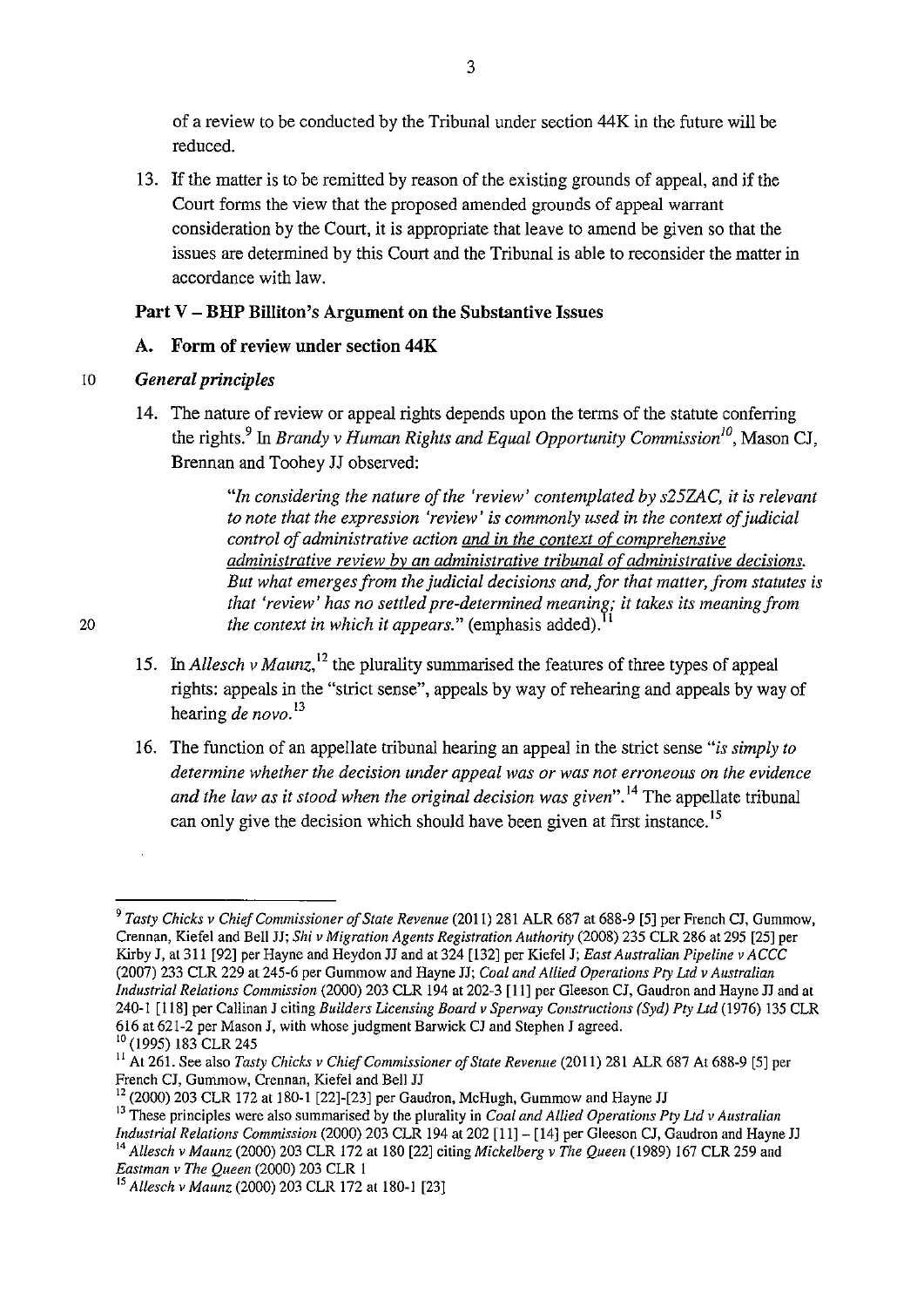of a review to be conducted by the Tribunal under section 44K in the future will be reduced.

13. If the matter is to be remitted by reason of the existing grounds of appeal, and if the Court forms the view that the proposed amended grounds of appeal warrant consideration by the Court, it is appropriate that leave to amend be given so that the issues are determined by this Court and the Tribunal is able to reconsider the matter in accordance with law.

## Part V – BHP Billiton's Argument on the Substantive Issues

### A. Form of review under section 44K

*General principles*

14. The nature of review or appeal rights depends upon the terms of the statute conferring the rights.[9] In *Brandy v Human Rights and Equal Opportunity Commission*[10], Mason CJ, Brennan and Toohey JJ observed:

> *"In considering the nature of the 'review' contemplated by s25ZAC, it is relevant to note that the expression 'review' is commonly used in the context of judicial control of administrative action <u>and in the context of comprehensive administrative review by an administrative tribunal of administrative decisions</u>. But what emerges from the judicial decisions and, for that matter, from statutes is that 'review' has no settled pre-determined meaning; it takes its meaning from the context in which it appears."* (emphasis added).[11]

15. In *Allesch v Maunz*,[12] the plurality summarised the features of three types of appeal rights: appeals in the "strict sense", appeals by way of rehearing and appeals by way of hearing *de novo*.[13]

16. The function of an appellate tribunal hearing an appeal in the strict sense "*is simply to determine whether the decision under appeal was or was not erroneous on the evidence and the law as it stood when the original decision was given*".[14] The appellate tribunal can only give the decision which should have been given at first instance.[15]

---

[9] *Tasty Chicks v Chief Commissioner of State Revenue* (2011) 281 ALR 687 at 688-9 [5] per French CJ, Gummow, Crennan, Kiefel and Bell JJ; *Shi v Migration Agents Registration Authority* (2008) 235 CLR 286 at 295 [25] per Kirby J, at 311 [92] per Hayne and Heydon JJ and at 324 [132] per Kiefel J; *East Australian Pipeline v ACCC* (2007) 233 CLR 229 at 245-6 per Gummow and Hayne JJ; *Coal and Allied Operations Pty Ltd v Australian Industrial Relations Commission* (2000) 203 CLR 194 at 202-3 [11] per Gleeson CJ, Gaudron and Hayne JJ and at 240-1 [118] per Callinan J citing *Builders Licensing Board v Sperway Constructions (Syd) Pty Ltd* (1976) 135 CLR 616 at 621-2 per Mason J, with whose judgment Barwick CJ and Stephen J agreed.

[10] (1995) 183 CLR 245

[11] At 261. See also *Tasty Chicks v Chief Commissioner of State Revenue* (2011) 281 ALR 687 At 688-9 [5] per French CJ, Gummow, Crennan, Kiefel and Bell JJ

[12] (2000) 203 CLR 172 at 180-1 [22]-[23] per Gaudron, McHugh, Gummow and Hayne JJ

[13] These principles were also summarised by the plurality in *Coal and Allied Operations Pty Ltd v Australian Industrial Relations Commission* (2000) 203 CLR 194 at 202 [11] – [14] per Gleeson CJ, Gaudron and Hayne JJ

[14] *Allesch v Maunz* (2000) 203 CLR 172 at 180 [22] citing *Mickelberg v The Queen* (1989) 167 CLR 259 and *Eastman v The Queen* (2000) 203 CLR 1

[15] *Allesch v Maunz* (2000) 203 CLR 172 at 180-1 [23]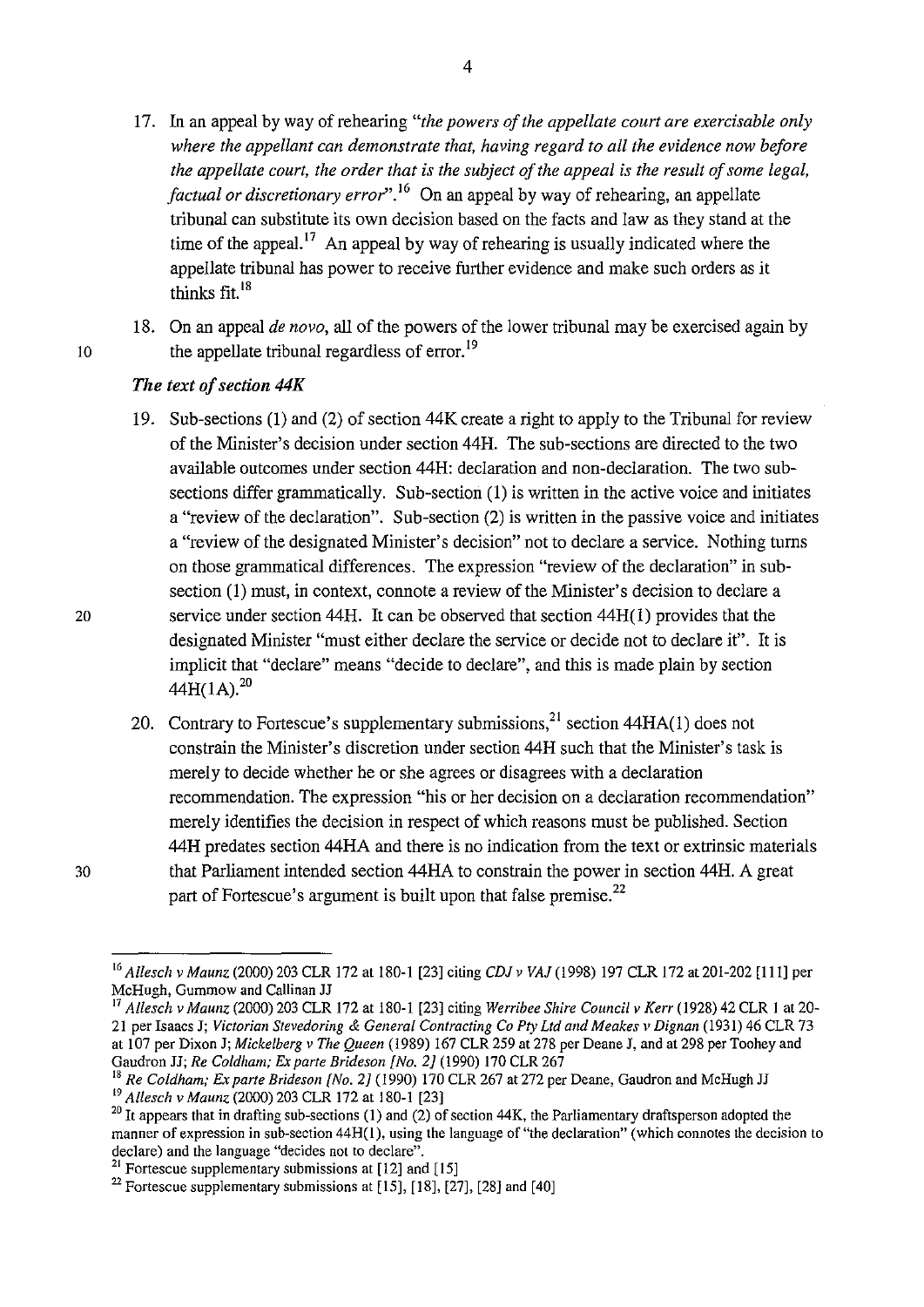17. In an appeal by way of rehearing *"the powers of the appellate court are exercisable only where the appellant can demonstrate that, having regard to all the evidence now before the appellate court, the order that is the subject of the appeal is the result of some legal, factual or discretionary error"*.[16] On an appeal by way of rehearing, an appellate tribunal can substitute its own decision based on the facts and law as they stand at the time of the appeal.[17] An appeal by way of rehearing is usually indicated where the appellate tribunal has power to receive further evidence and make such orders as it thinks fit.[18]

18. On an appeal *de novo*, all of the powers of the lower tribunal may be exercised again by the appellate tribunal regardless of error.[19]

### *The text of section 44K*

19. Sub-sections (1) and (2) of section 44K create a right to apply to the Tribunal for review of the Minister's decision under section 44H. The sub-sections are directed to the two available outcomes under section 44H: declaration and non-declaration. The two sub-sections differ grammatically. Sub-section (1) is written in the active voice and initiates a "review of the declaration". Sub-section (2) is written in the passive voice and initiates a "review of the designated Minister's decision" not to declare a service. Nothing turns on those grammatical differences. The expression "review of the declaration" in sub-section (1) must, in context, connote a review of the Minister's decision to declare a service under section 44H. It can be observed that section 44H(1) provides that the designated Minister "must either declare the service or decide not to declare it". It is implicit that "declare" means "decide to declare", and this is made plain by section 44H(1A).[20]

20. Contrary to Fortescue's supplementary submissions,[21] section 44HA(1) does not constrain the Minister's discretion under section 44H such that the Minister's task is merely to decide whether he or she agrees or disagrees with a declaration recommendation. The expression "his or her decision on a declaration recommendation" merely identifies the decision in respect of which reasons must be published. Section 44H predates section 44HA and there is no indication from the text or extrinsic materials that Parliament intended section 44HA to constrain the power in section 44H. A great part of Fortescue's argument is built upon that false premise.[22]

---

[16] *Allesch v Maunz* (2000) 203 CLR 172 at 180-1 [23] citing *CDJ v VAJ* (1998) 197 CLR 172 at 201-202 [111] per McHugh, Gummow and Callinan JJ

[17] *Allesch v Maunz* (2000) 203 CLR 172 at 180-1 [23] citing *Werribee Shire Council v Kerr* (1928) 42 CLR 1 at 20-21 per Isaacs J; *Victorian Stevedoring & General Contracting Co Pty Ltd and Meakes v Dignan* (1931) 46 CLR 73 at 107 per Dixon J; *Mickelberg v The Queen* (1989) 167 CLR 259 at 278 per Deane J, and at 298 per Toohey and Gaudron JJ; *Re Coldham; Ex parte Brideson [No. 2]* (1990) 170 CLR 267

[18] *Re Coldham; Ex parte Brideson [No. 2]* (1990) 170 CLR 267 at 272 per Deane, Gaudron and McHugh JJ

[19] *Allesch v Maunz* (2000) 203 CLR 172 at 180-1 [23]

[20] It appears that in drafting sub-sections (1) and (2) of section 44K, the Parliamentary draftsperson adopted the manner of expression in sub-section 44H(1), using the language of "the declaration" (which connotes the decision to declare) and the language "decides not to declare".

[21] Fortescue supplementary submissions at [12] and [15]

[22] Fortescue supplementary submissions at [15], [18], [27], [28] and [40]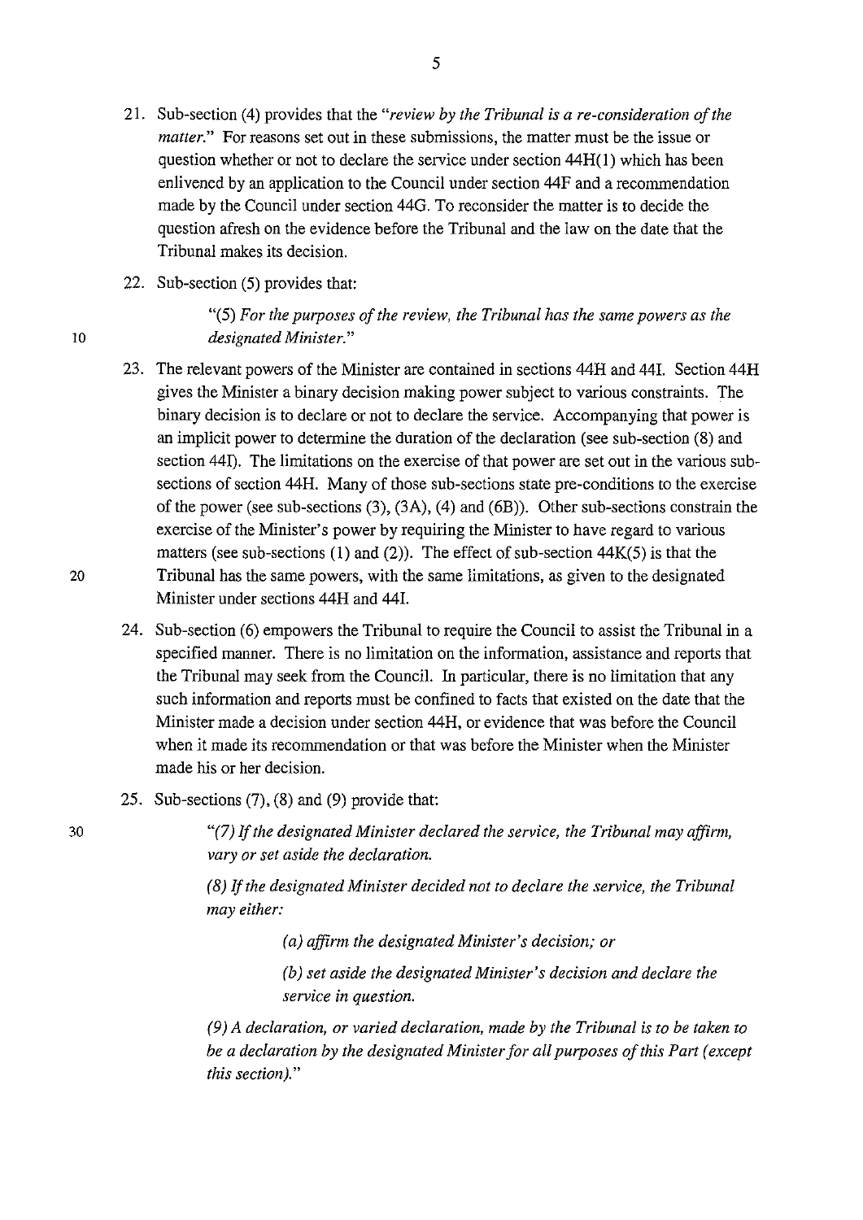21. Sub-section (4) provides that the *"review by the Tribunal is a re-consideration of the matter."* For reasons set out in these submissions, the matter must be the issue or question whether or not to declare the service under section 44H(1) which has been enlivened by an application to the Council under section 44F and a recommendation made by the Council under section 44G. To reconsider the matter is to decide the question afresh on the evidence before the Tribunal and the law on the date that the Tribunal makes its decision.

22. Sub-section (5) provides that:

> *"(5) For the purposes of the review, the Tribunal has the same powers as the designated Minister."*

23. The relevant powers of the Minister are contained in sections 44H and 44I. Section 44H gives the Minister a binary decision making power subject to various constraints. The binary decision is to declare or not to declare the service. Accompanying that power is an implicit power to determine the duration of the declaration (see sub-section (8) and section 44I). The limitations on the exercise of that power are set out in the various sub-sections of section 44H. Many of those sub-sections state pre-conditions to the exercise of the power (see sub-sections (3), (3A), (4) and (6B)). Other sub-sections constrain the exercise of the Minister's power by requiring the Minister to have regard to various matters (see sub-sections (1) and (2)). The effect of sub-section 44K(5) is that the Tribunal has the same powers, with the same limitations, as given to the designated Minister under sections 44H and 44I.

24. Sub-section (6) empowers the Tribunal to require the Council to assist the Tribunal in a specified manner. There is no limitation on the information, assistance and reports that the Tribunal may seek from the Council. In particular, there is no limitation that any such information and reports must be confined to facts that existed on the date that the Minister made a decision under section 44H, or evidence that was before the Council when it made its recommendation or that was before the Minister when the Minister made his or her decision.

25. Sub-sections (7), (8) and (9) provide that:

> *"(7) If the designated Minister declared the service, the Tribunal may affirm, vary or set aside the declaration.*
>
> *(8) If the designated Minister decided not to declare the service, the Tribunal may either:*
>
> > *(a) affirm the designated Minister's decision; or*
> >
> > *(b) set aside the designated Minister's decision and declare the service in question.*
>
> *(9) A declaration, or varied declaration, made by the Tribunal is to be taken to be a declaration by the designated Minister for all purposes of this Part (except this section)."*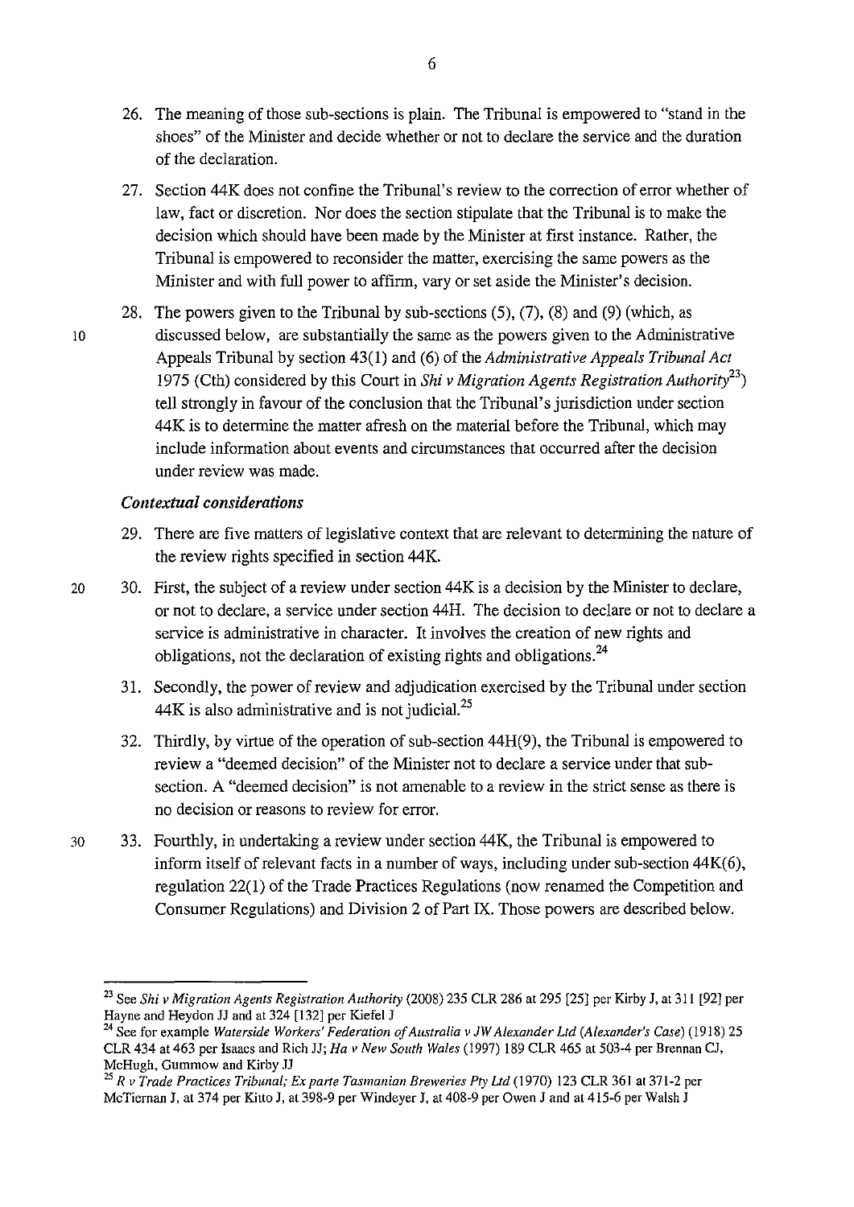26. The meaning of those sub-sections is plain. The Tribunal is empowered to "stand in the shoes" of the Minister and decide whether or not to declare the service and the duration of the declaration.

27. Section 44K does not confine the Tribunal's review to the correction of error whether of law, fact or discretion. Nor does the section stipulate that the Tribunal is to make the decision which should have been made by the Minister at first instance. Rather, the Tribunal is empowered to reconsider the matter, exercising the same powers as the Minister and with full power to affirm, vary or set aside the Minister's decision.

28. The powers given to the Tribunal by sub-sections (5), (7), (8) and (9) (which, as discussed below, are substantially the same as the powers given to the Administrative Appeals Tribunal by section 43(1) and (6) of the *Administrative Appeals Tribunal Act* 1975 (Cth) considered by this Court in *Shi v Migration Agents Registration Authority*[23]) tell strongly in favour of the conclusion that the Tribunal's jurisdiction under section 44K is to determine the matter afresh on the material before the Tribunal, which may include information about events and circumstances that occurred after the decision under review was made.

### *Contextual considerations*

29. There are five matters of legislative context that are relevant to determining the nature of the review rights specified in section 44K.

30. First, the subject of a review under section 44K is a decision by the Minister to declare, or not to declare, a service under section 44H. The decision to declare or not to declare a service is administrative in character. It involves the creation of new rights and obligations, not the declaration of existing rights and obligations.[24]

31. Secondly, the power of review and adjudication exercised by the Tribunal under section 44K is also administrative and is not judicial.[25]

32. Thirdly, by virtue of the operation of sub-section 44H(9), the Tribunal is empowered to review a "deemed decision" of the Minister not to declare a service under that sub-section. A "deemed decision" is not amenable to a review in the strict sense as there is no decision or reasons to review for error.

33. Fourthly, in undertaking a review under section 44K, the Tribunal is empowered to inform itself of relevant facts in a number of ways, including under sub-section 44K(6), regulation 22(1) of the Trade Practices Regulations (now renamed the Competition and Consumer Regulations) and Division 2 of Part IX. Those powers are described below.

---

[23] See *Shi v Migration Agents Registration Authority* (2008) 235 CLR 286 at 295 [25] per Kirby J, at 311 [92] per Hayne and Heydon JJ and at 324 [132] per Kiefel J

[24] See for example *Waterside Workers' Federation of Australia v JW Alexander Ltd (Alexander's Case)* (1918) 25 CLR 434 at 463 per Isaacs and Rich JJ; *Ha v New South Wales* (1997) 189 CLR 465 at 503-4 per Brennan CJ, McHugh, Gummow and Kirby JJ

[25] *R v Trade Practices Tribunal; Ex parte Tasmanian Breweries Pty Ltd* (1970) 123 CLR 361 at 371-2 per McTiernan J, at 374 per Kitto J, at 398-9 per Windeyer J, at 408-9 per Owen J and at 415-6 per Walsh J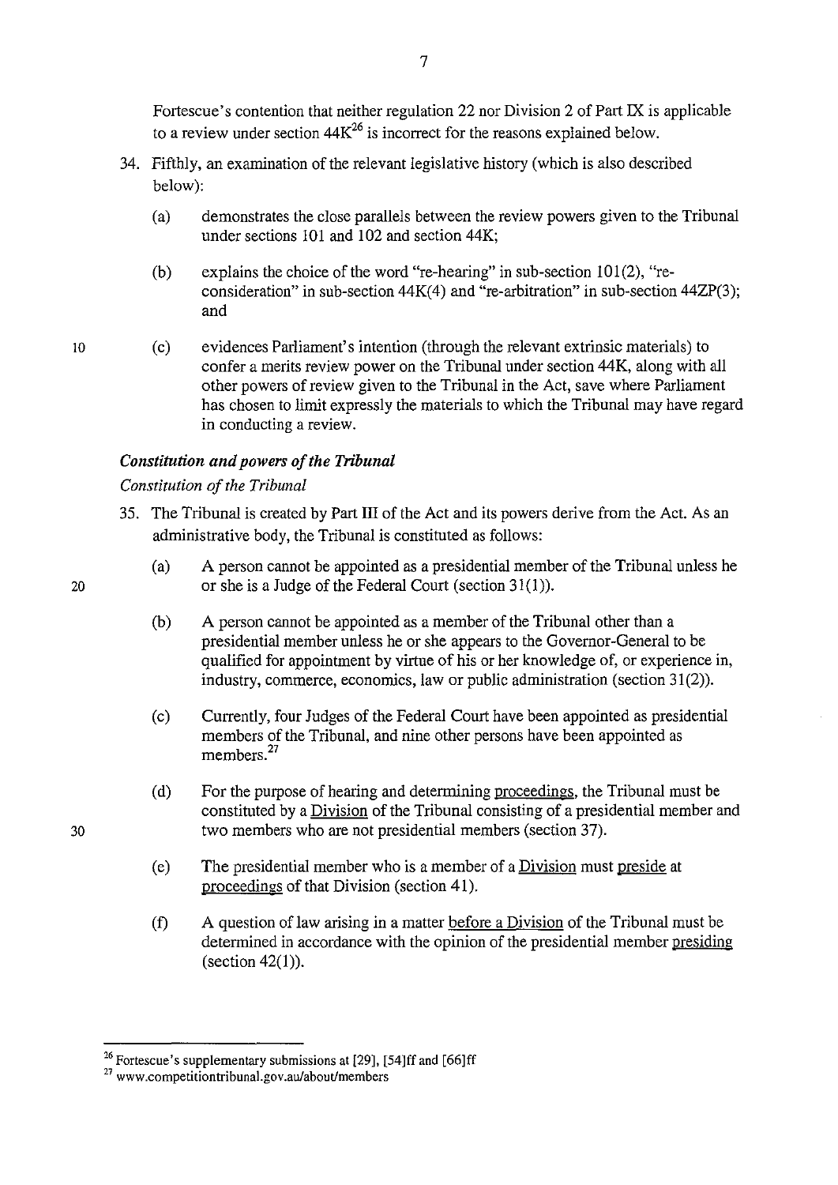Fortescue's contention that neither regulation 22 nor Division 2 of Part IX is applicable to a review under section 44K[26] is incorrect for the reasons explained below.

34. Fifthly, an examination of the relevant legislative history (which is also described below):

    (a) demonstrates the close parallels between the review powers given to the Tribunal under sections 101 and 102 and section 44K;

    (b) explains the choice of the word "re-hearing" in sub-section 101(2), "re-consideration" in sub-section 44K(4) and "re-arbitration" in sub-section 44ZP(3); and

    (c) evidences Parliament's intention (through the relevant extrinsic materials) to confer a merits review power on the Tribunal under section 44K, along with all other powers of review given to the Tribunal in the Act, save where Parliament has chosen to limit expressly the materials to which the Tribunal may have regard in conducting a review.

### *Constitution and powers of the Tribunal*

*Constitution of the Tribunal*

35. The Tribunal is created by Part III of the Act and its powers derive from the Act. As an administrative body, the Tribunal is constituted as follows:

    (a) A person cannot be appointed as a presidential member of the Tribunal unless he or she is a Judge of the Federal Court (section 31(1)).

    (b) A person cannot be appointed as a member of the Tribunal other than a presidential member unless he or she appears to the Governor-General to be qualified for appointment by virtue of his or her knowledge of, or experience in, industry, commerce, economics, law or public administration (section 31(2)).

    (c) Currently, four Judges of the Federal Court have been appointed as presidential members of the Tribunal, and nine other persons have been appointed as members.[27]

    (d) For the purpose of hearing and determining proceedings, the Tribunal must be constituted by a Division of the Tribunal consisting of a presidential member and two members who are not presidential members (section 37).

    (e) The presidential member who is a member of a Division must preside at proceedings of that Division (section 41).

    (f) A question of law arising in a matter before a Division of the Tribunal must be determined in accordance with the opinion of the presidential member presiding (section 42(1)).

---

[26] Fortescue's supplementary submissions at [29], [54]ff and [66]ff

[27] www.competitiontribunal.gov.au/about/members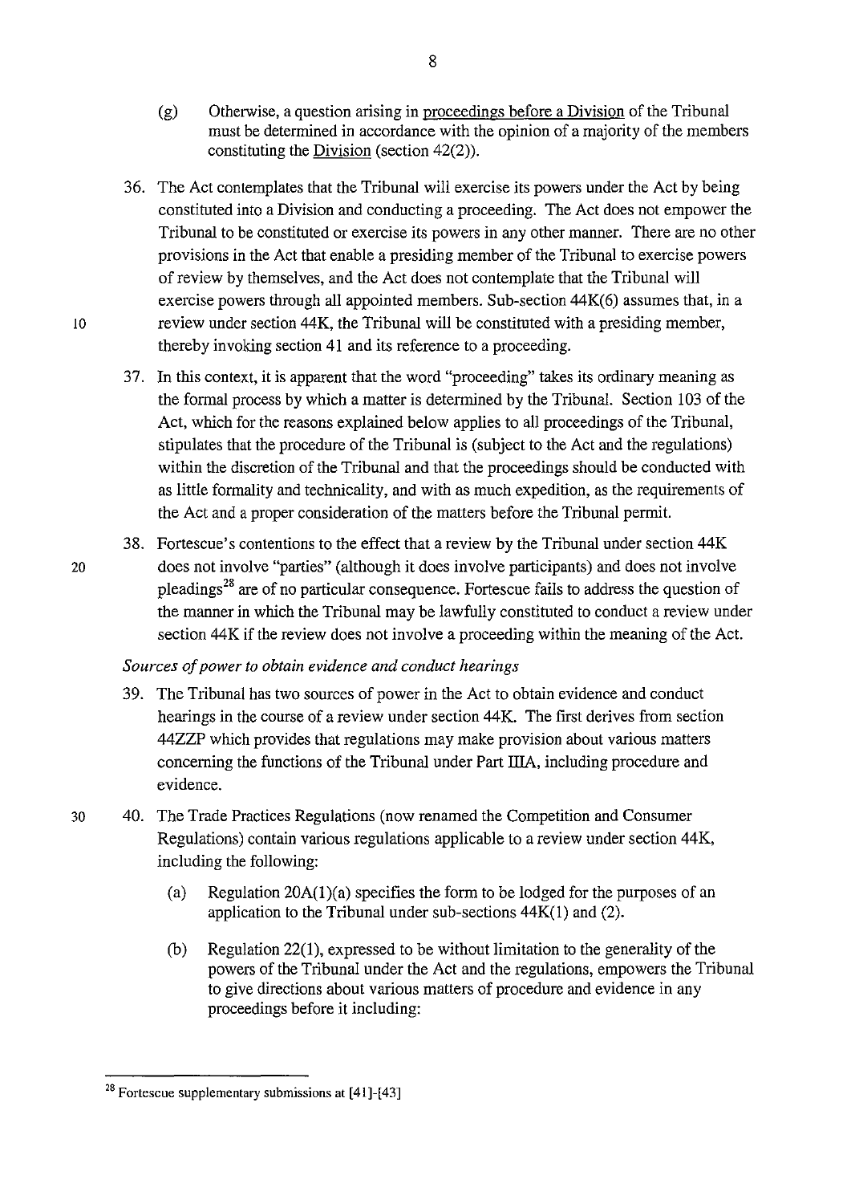(g) Otherwise, a question arising in <u>proceedings before a Division</u> of the Tribunal must be determined in accordance with the opinion of a majority of the members constituting the <u>Division</u> (section 42(2)).

36. The Act contemplates that the Tribunal will exercise its powers under the Act by being constituted into a Division and conducting a proceeding. The Act does not empower the Tribunal to be constituted or exercise its powers in any other manner. There are no other provisions in the Act that enable a presiding member of the Tribunal to exercise powers of review by themselves, and the Act does not contemplate that the Tribunal will exercise powers through all appointed members. Sub-section 44K(6) assumes that, in a review under section 44K, the Tribunal will be constituted with a presiding member, thereby invoking section 41 and its reference to a proceeding.

37. In this context, it is apparent that the word "proceeding" takes its ordinary meaning as the formal process by which a matter is determined by the Tribunal. Section 103 of the Act, which for the reasons explained below applies to all proceedings of the Tribunal, stipulates that the procedure of the Tribunal is (subject to the Act and the regulations) within the discretion of the Tribunal and that the proceedings should be conducted with as little formality and technicality, and with as much expedition, as the requirements of the Act and a proper consideration of the matters before the Tribunal permit.

38. Fortescue's contentions to the effect that a review by the Tribunal under section 44K does not involve "parties" (although it does involve participants) and does not involve pleadings[28] are of no particular consequence. Fortescue fails to address the question of the manner in which the Tribunal may be lawfully constituted to conduct a review under section 44K if the review does not involve a proceeding within the meaning of the Act.

*Sources of power to obtain evidence and conduct hearings*

39. The Tribunal has two sources of power in the Act to obtain evidence and conduct hearings in the course of a review under section 44K. The first derives from section 44ZZP which provides that regulations may make provision about various matters concerning the functions of the Tribunal under Part IIIA, including procedure and evidence.

40. The Trade Practices Regulations (now renamed the Competition and Consumer Regulations) contain various regulations applicable to a review under section 44K, including the following:

    (a) Regulation 20A(1)(a) specifies the form to be lodged for the purposes of an application to the Tribunal under sub-sections 44K(1) and (2).

    (b) Regulation 22(1), expressed to be without limitation to the generality of the powers of the Tribunal under the Act and the regulations, empowers the Tribunal to give directions about various matters of procedure and evidence in any proceedings before it including:

---

[28] Fortescue supplementary submissions at [41]-[43]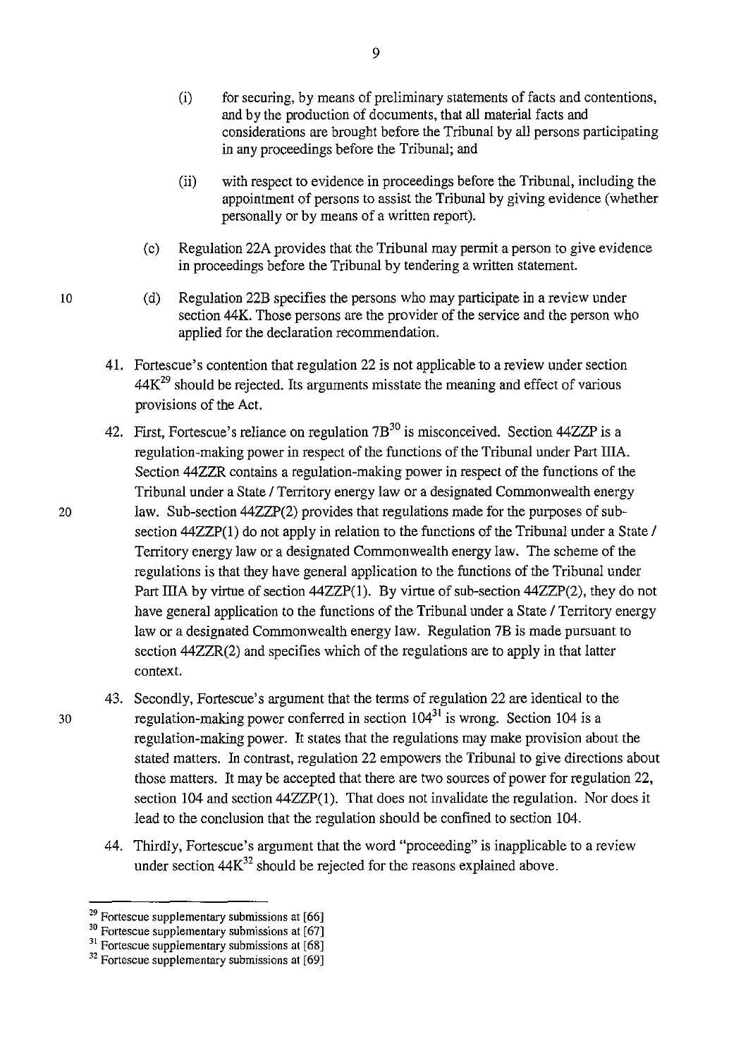(i) for securing, by means of preliminary statements of facts and contentions, and by the production of documents, that all material facts and considerations are brought before the Tribunal by all persons participating in any proceedings before the Tribunal; and

(ii) with respect to evidence in proceedings before the Tribunal, including the appointment of persons to assist the Tribunal by giving evidence (whether personally or by means of a written report).

(c) Regulation 22A provides that the Tribunal may permit a person to give evidence in proceedings before the Tribunal by tendering a written statement.

(d) Regulation 22B specifies the persons who may participate in a review under section 44K. Those persons are the provider of the service and the person who applied for the declaration recommendation.

41. Fortescue's contention that regulation 22 is not applicable to a review under section 44K[29] should be rejected. Its arguments misstate the meaning and effect of various provisions of the Act.

42. First, Fortescue's reliance on regulation 7B[30] is misconceived. Section 44ZZP is a regulation-making power in respect of the functions of the Tribunal under Part IIIA. Section 44ZZR contains a regulation-making power in respect of the functions of the Tribunal under a State / Territory energy law or a designated Commonwealth energy law. Sub-section 44ZZP(2) provides that regulations made for the purposes of sub-section 44ZZP(1) do not apply in relation to the functions of the Tribunal under a State / Territory energy law or a designated Commonwealth energy law. The scheme of the regulations is that they have general application to the functions of the Tribunal under Part IIIA by virtue of section 44ZZP(1). By virtue of sub-section 44ZZP(2), they do not have general application to the functions of the Tribunal under a State / Territory energy law or a designated Commonwealth energy law. Regulation 7B is made pursuant to section 44ZZR(2) and specifies which of the regulations are to apply in that latter context.

43. Secondly, Fortescue's argument that the terms of regulation 22 are identical to the regulation-making power conferred in section 104[31] is wrong. Section 104 is a regulation-making power. It states that the regulations may make provision about the stated matters. In contrast, regulation 22 empowers the Tribunal to give directions about those matters. It may be accepted that there are two sources of power for regulation 22, section 104 and section 44ZZP(1). That does not invalidate the regulation. Nor does it lead to the conclusion that the regulation should be confined to section 104.

44. Thirdly, Fortescue's argument that the word "proceeding" is inapplicable to a review under section 44K[32] should be rejected for the reasons explained above.

---

[29] Fortescue supplementary submissions at [66]

[30] Fortescue supplementary submissions at [67]

[31] Fortescue supplementary submissions at [68]

[32] Fortescue supplementary submissions at [69]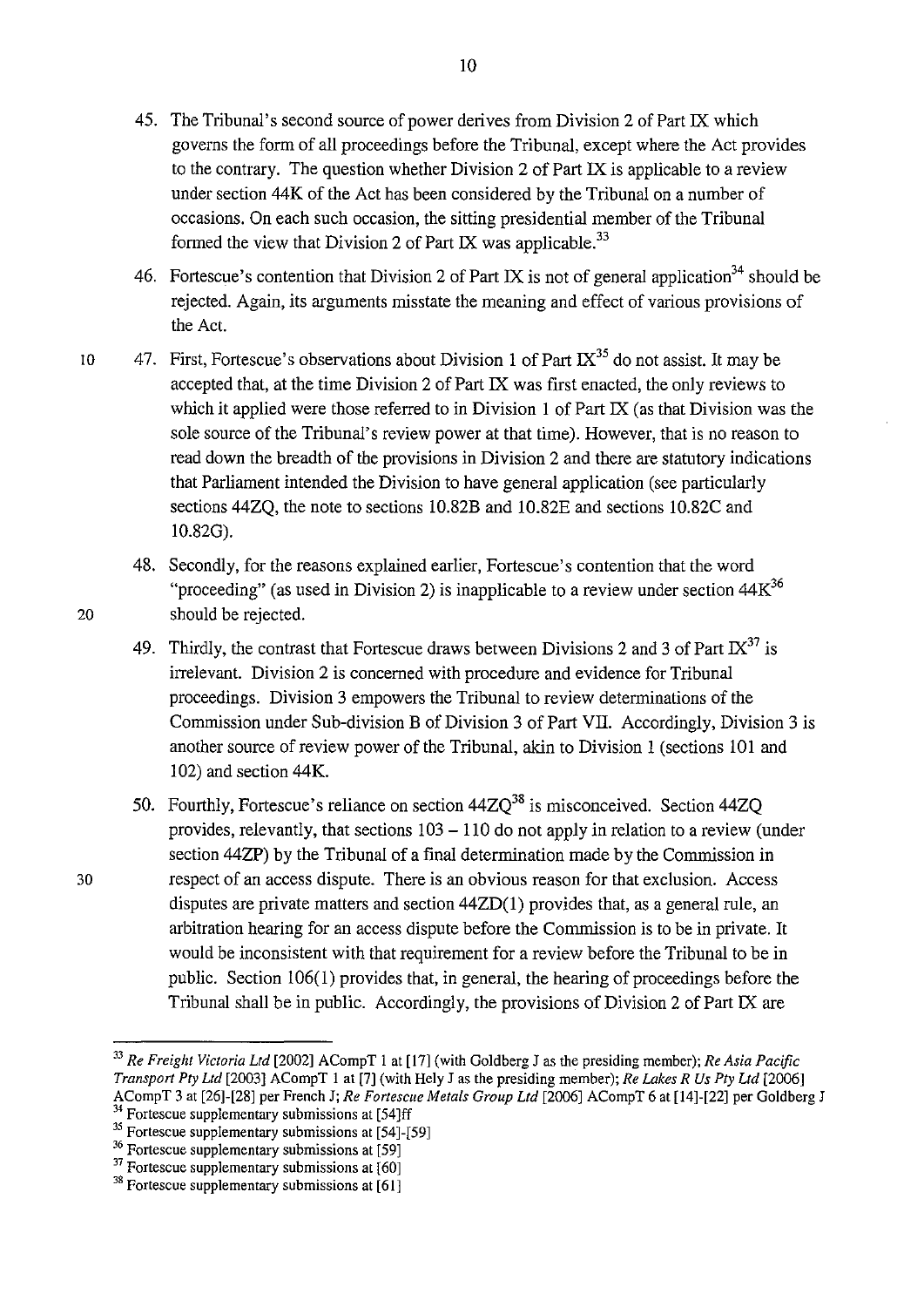45. The Tribunal's second source of power derives from Division 2 of Part IX which governs the form of all proceedings before the Tribunal, except where the Act provides to the contrary. The question whether Division 2 of Part IX is applicable to a review under section 44K of the Act has been considered by the Tribunal on a number of occasions. On each such occasion, the sitting presidential member of the Tribunal formed the view that Division 2 of Part IX was applicable.[33]

46. Fortescue's contention that Division 2 of Part IX is not of general application[34] should be rejected. Again, its arguments misstate the meaning and effect of various provisions of the Act.

47. First, Fortescue's observations about Division 1 of Part IX[35] do not assist. It may be accepted that, at the time Division 2 of Part IX was first enacted, the only reviews to which it applied were those referred to in Division 1 of Part IX (as that Division was the sole source of the Tribunal's review power at that time). However, that is no reason to read down the breadth of the provisions in Division 2 and there are statutory indications that Parliament intended the Division to have general application (see particularly sections 44ZQ, the note to sections 10.82B and 10.82E and sections 10.82C and 10.82G).

48. Secondly, for the reasons explained earlier, Fortescue's contention that the word "proceeding" (as used in Division 2) is inapplicable to a review under section 44K[36] should be rejected.

49. Thirdly, the contrast that Fortescue draws between Divisions 2 and 3 of Part IX[37] is irrelevant. Division 2 is concerned with procedure and evidence for Tribunal proceedings. Division 3 empowers the Tribunal to review determinations of the Commission under Sub-division B of Division 3 of Part VII. Accordingly, Division 3 is another source of review power of the Tribunal, akin to Division 1 (sections 101 and 102) and section 44K.

50. Fourthly, Fortescue's reliance on section 44ZQ[38] is misconceived. Section 44ZQ provides, relevantly, that sections 103 – 110 do not apply in relation to a review (under section 44ZP) by the Tribunal of a final determination made by the Commission in respect of an access dispute. There is an obvious reason for that exclusion. Access disputes are private matters and section 44ZD(1) provides that, as a general rule, an arbitration hearing for an access dispute before the Commission is to be in private. It would be inconsistent with that requirement for a review before the Tribunal to be in public. Section 106(1) provides that, in general, the hearing of proceedings before the Tribunal shall be in public. Accordingly, the provisions of Division 2 of Part IX are

---

[33] *Re Freight Victoria Ltd* [2002] ACompT 1 at [17] (with Goldberg J as the presiding member); *Re Asia Pacific Transport Pty Ltd* [2003] ACompT 1 at [7] (with Hely J as the presiding member); *Re Lakes R Us Pty Ltd* [2006] ACompT 3 at [26]-[28] per French J; *Re Fortescue Metals Group Ltd* [2006] ACompT 6 at [14]-[22] per Goldberg J

[34] Fortescue supplementary submissions at [54]ff

[35] Fortescue supplementary submissions at [54]-[59]

[36] Fortescue supplementary submissions at [59]

[37] Fortescue supplementary submissions at [60]

[38] Fortescue supplementary submissions at [61]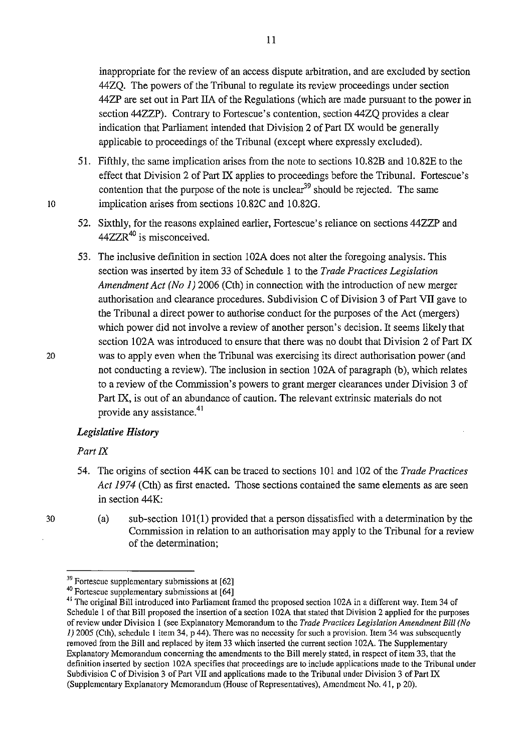inappropriate for the review of an access dispute arbitration, and are excluded by section 44ZQ. The powers of the Tribunal to regulate its review proceedings under section 44ZP are set out in Part IIA of the Regulations (which are made pursuant to the power in section 44ZZP). Contrary to Fortescue's contention, section 44ZQ provides a clear indication that Parliament intended that Division 2 of Part IX would be generally applicable to proceedings of the Tribunal (except where expressly excluded).

51. Fifthly, the same implication arises from the note to sections 10.82B and 10.82E to the effect that Division 2 of Part IX applies to proceedings before the Tribunal. Fortescue's contention that the purpose of the note is unclear[39] should be rejected. The same implication arises from sections 10.82C and 10.82G.

52. Sixthly, for the reasons explained earlier, Fortescue's reliance on sections 44ZZP and 44ZZR[40] is misconceived.

53. The inclusive definition in section 102A does not alter the foregoing analysis. This section was inserted by item 33 of Schedule 1 to the *Trade Practices Legislation Amendment Act (No 1)* 2006 (Cth) in connection with the introduction of new merger authorisation and clearance procedures. Subdivision C of Division 3 of Part VII gave to the Tribunal a direct power to authorise conduct for the purposes of the Act (mergers) which power did not involve a review of another person's decision. It seems likely that section 102A was introduced to ensure that there was no doubt that Division 2 of Part IX was to apply even when the Tribunal was exercising its direct authorisation power (and not conducting a review). The inclusion in section 102A of paragraph (b), which relates to a review of the Commission's powers to grant merger clearances under Division 3 of Part IX, is out of an abundance of caution. The relevant extrinsic materials do not provide any assistance.[41]

### *Legislative History*

#### *Part IX*

54. The origins of section 44K can be traced to sections 101 and 102 of the *Trade Practices Act 1974* (Cth) as first enacted. Those sections contained the same elements as are seen in section 44K:

    (a) sub-section 101(1) provided that a person dissatisfied with a determination by the Commission in relation to an authorisation may apply to the Tribunal for a review of the determination;

---

[39] Fortescue supplementary submissions at [62]

[40] Fortescue supplementary submissions at [64]

[41] The original Bill introduced into Parliament framed the proposed section 102A in a different way. Item 34 of Schedule 1 of that Bill proposed the insertion of a section 102A that stated that Division 2 applied for the purposes of review under Division 1 (see Explanatory Memorandum to the *Trade Practices Legislation Amendment Bill (No 1)* 2005 (Cth), schedule 1 item 34, p 44). There was no necessity for such a provision. Item 34 was subsequently removed from the Bill and replaced by item 33 which inserted the current section 102A. The Supplementary Explanatory Memorandum concerning the amendments to the Bill merely stated, in respect of item 33, that the definition inserted by section 102A specifies that proceedings are to include applications made to the Tribunal under Subdivision C of Division 3 of Part VII and applications made to the Tribunal under Division 3 of Part IX (Supplementary Explanatory Memorandum (House of Representatives), Amendment No. 41, p 20).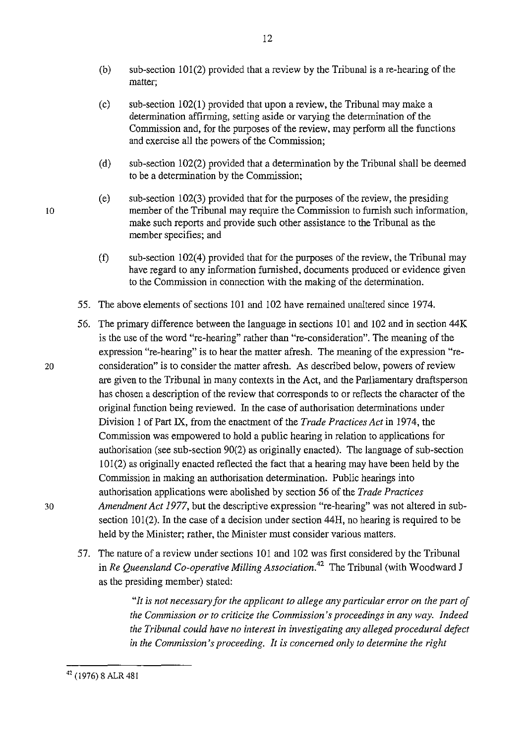(b) sub-section 101(2) provided that a review by the Tribunal is a re-hearing of the matter;

(c) sub-section 102(1) provided that upon a review, the Tribunal may make a determination affirming, setting aside or varying the determination of the Commission and, for the purposes of the review, may perform all the functions and exercise all the powers of the Commission;

(d) sub-section 102(2) provided that a determination by the Tribunal shall be deemed to be a determination by the Commission;

(e) sub-section 102(3) provided that for the purposes of the review, the presiding member of the Tribunal may require the Commission to furnish such information, make such reports and provide such other assistance to the Tribunal as the member specifies; and

(f) sub-section 102(4) provided that for the purposes of the review, the Tribunal may have regard to any information furnished, documents produced or evidence given to the Commission in connection with the making of the determination.

55. The above elements of sections 101 and 102 have remained unaltered since 1974.

56. The primary difference between the language in sections 101 and 102 and in section 44K is the use of the word "re-hearing" rather than "re-consideration". The meaning of the expression "re-hearing" is to hear the matter afresh. The meaning of the expression "re-consideration" is to consider the matter afresh. As described below, powers of review are given to the Tribunal in many contexts in the Act, and the Parliamentary draftsperson has chosen a description of the review that corresponds to or reflects the character of the original function being reviewed. In the case of authorisation determinations under Division 1 of Part IX, from the enactment of the *Trade Practices Act* in 1974, the Commission was empowered to hold a public hearing in relation to applications for authorisation (see sub-section 90(2) as originally enacted). The language of sub-section 101(2) as originally enacted reflected the fact that a hearing may have been held by the Commission in making an authorisation determination. Public hearings into authorisation applications were abolished by section 56 of the *Trade Practices Amendment Act 1977*, but the descriptive expression "re-hearing" was not altered in sub-section 101(2). In the case of a decision under section 44H, no hearing is required to be held by the Minister; rather, the Minister must consider various matters.

57. The nature of a review under sections 101 and 102 was first considered by the Tribunal in *Re Queensland Co-operative Milling Association*.[42] The Tribunal (with Woodward J as the presiding member) stated:

> *"It is not necessary for the applicant to allege any particular error on the part of the Commission or to criticize the Commission's proceedings in any way. Indeed the Tribunal could have no interest in investigating any alleged procedural defect in the Commission's proceeding. It is concerned only to determine the right*

[42] (1976) 8 ALR 481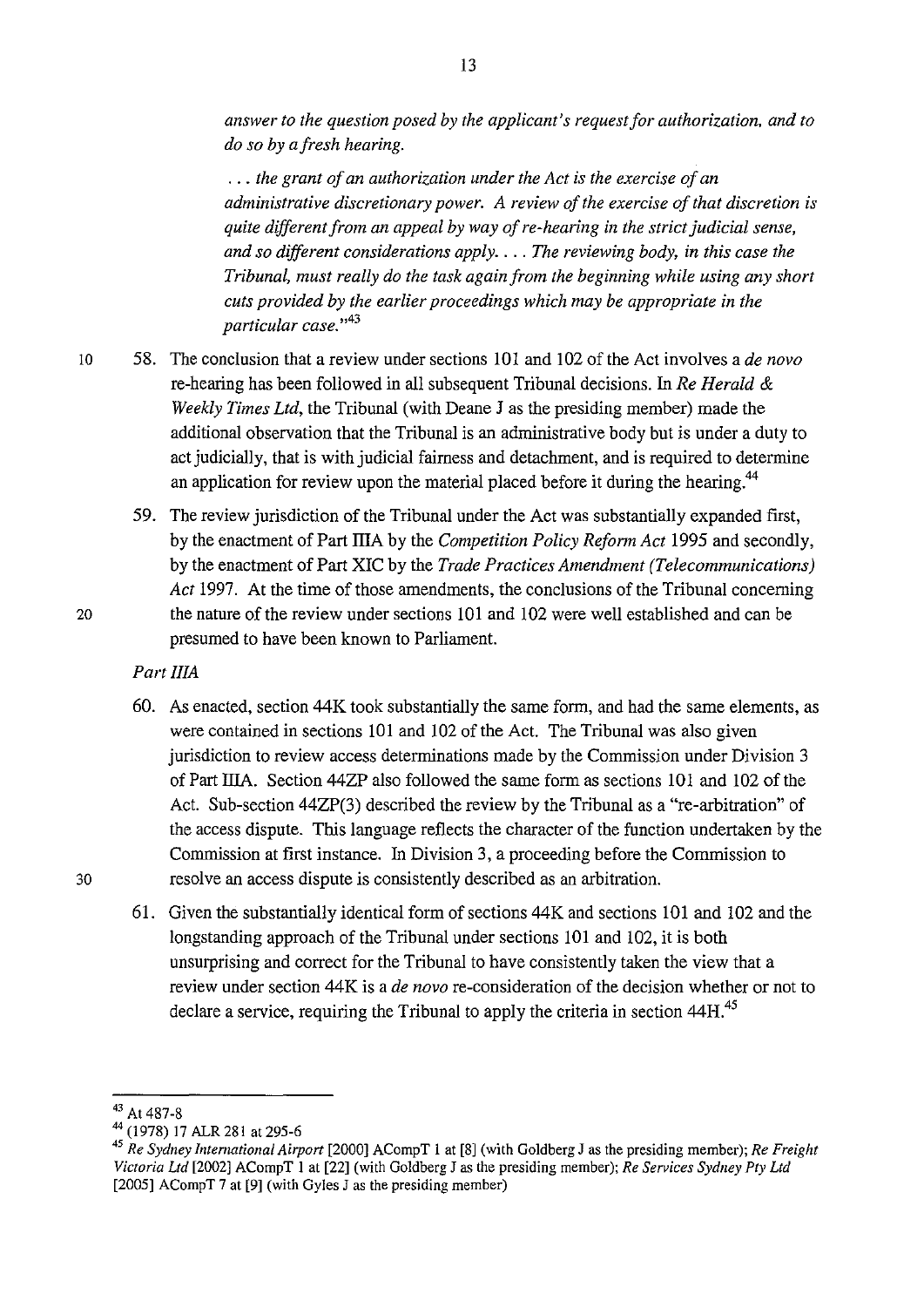*answer to the question posed by the applicant's request for authorization, and to do so by a fresh hearing.*

*... the grant of an authorization under the Act is the exercise of an administrative discretionary power. A review of the exercise of that discretion is quite different from an appeal by way of re-hearing in the strict judicial sense, and so different considerations apply. ... The reviewing body, in this case the Tribunal, must really do the task again from the beginning while using any short cuts provided by the earlier proceedings which may be appropriate in the particular case."*[43]

58. The conclusion that a review under sections 101 and 102 of the Act involves a *de novo* re-hearing has been followed in all subsequent Tribunal decisions. In *Re Herald & Weekly Times Ltd*, the Tribunal (with Deane J as the presiding member) made the additional observation that the Tribunal is an administrative body but is under a duty to act judicially, that is with judicial fairness and detachment, and is required to determine an application for review upon the material placed before it during the hearing.[44]

59. The review jurisdiction of the Tribunal under the Act was substantially expanded first, by the enactment of Part IIIA by the *Competition Policy Reform Act* 1995 and secondly, by the enactment of Part XIC by the *Trade Practices Amendment (Telecommunications) Act* 1997. At the time of those amendments, the conclusions of the Tribunal concerning the nature of the review under sections 101 and 102 were well established and can be presumed to have been known to Parliament.

*Part IIIA*

60. As enacted, section 44K took substantially the same form, and had the same elements, as were contained in sections 101 and 102 of the Act. The Tribunal was also given jurisdiction to review access determinations made by the Commission under Division 3 of Part IIIA. Section 44ZP also followed the same form as sections 101 and 102 of the Act. Sub-section 44ZP(3) described the review by the Tribunal as a "re-arbitration" of the access dispute. This language reflects the character of the function undertaken by the Commission at first instance. In Division 3, a proceeding before the Commission to resolve an access dispute is consistently described as an arbitration.

61. Given the substantially identical form of sections 44K and sections 101 and 102 and the longstanding approach of the Tribunal under sections 101 and 102, it is both unsurprising and correct for the Tribunal to have consistently taken the view that a review under section 44K is a *de novo* re-consideration of the decision whether or not to declare a service, requiring the Tribunal to apply the criteria in section 44H.[45]

---

[43] At 487-8

[44] (1978) 17 ALR 281 at 295-6

[45] *Re Sydney International Airport* [2000] ACompT 1 at [8] (with Goldberg J as the presiding member); *Re Freight Victoria Ltd* [2002] ACompT 1 at [22] (with Goldberg J as the presiding member); *Re Services Sydney Pty Ltd* [2005] ACompT 7 at [9] (with Gyles J as the presiding member)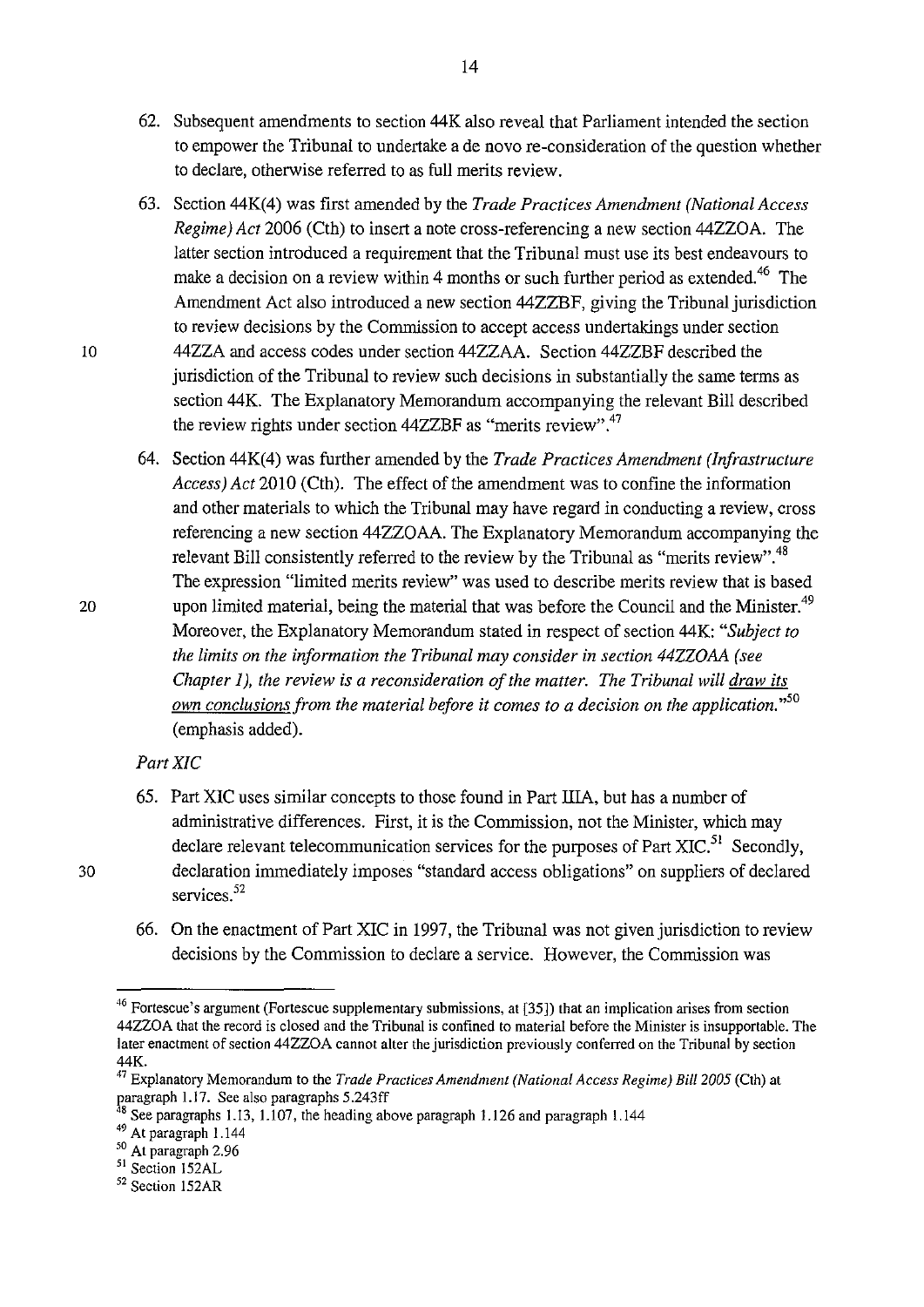62. Subsequent amendments to section 44K also reveal that Parliament intended the section to empower the Tribunal to undertake a de novo re-consideration of the question whether to declare, otherwise referred to as full merits review.

63. Section 44K(4) was first amended by the *Trade Practices Amendment (National Access Regime) Act* 2006 (Cth) to insert a note cross-referencing a new section 44ZZOA. The latter section introduced a requirement that the Tribunal must use its best endeavours to make a decision on a review within 4 months or such further period as extended.[46] The Amendment Act also introduced a new section 44ZZBF, giving the Tribunal jurisdiction to review decisions by the Commission to accept access undertakings under section 44ZZA and access codes under section 44ZZAA. Section 44ZZBF described the jurisdiction of the Tribunal to review such decisions in substantially the same terms as section 44K. The Explanatory Memorandum accompanying the relevant Bill described the review rights under section 44ZZBF as "merits review".[47]

64. Section 44K(4) was further amended by the *Trade Practices Amendment (Infrastructure Access) Act* 2010 (Cth). The effect of the amendment was to confine the information and other materials to which the Tribunal may have regard in conducting a review, cross referencing a new section 44ZZOAA. The Explanatory Memorandum accompanying the relevant Bill consistently referred to the review by the Tribunal as "merits review".[48] The expression "limited merits review" was used to describe merits review that is based upon limited material, being the material that was before the Council and the Minister.[49] Moreover, the Explanatory Memorandum stated in respect of section 44K: *"Subject to the limits on the information the Tribunal may consider in section 44ZZOAA (see Chapter 1), the review is a reconsideration of the matter. The Tribunal will <u>draw its own conclusions</u> from the material before it comes to a decision on the application."*[50] (emphasis added).

*Part XIC*

65. Part XIC uses similar concepts to those found in Part IIIA, but has a number of administrative differences. First, it is the Commission, not the Minister, which may declare relevant telecommunication services for the purposes of Part XIC.[51] Secondly, declaration immediately imposes "standard access obligations" on suppliers of declared services.[52]

66. On the enactment of Part XIC in 1997, the Tribunal was not given jurisdiction to review decisions by the Commission to declare a service. However, the Commission was

---

[46] Fortescue's argument (Fortescue supplementary submissions, at [35]) that an implication arises from section 44ZZOA that the record is closed and the Tribunal is confined to material before the Minister is insupportable. The later enactment of section 44ZZOA cannot alter the jurisdiction previously conferred on the Tribunal by section 44K.

[47] Explanatory Memorandum to the *Trade Practices Amendment (National Access Regime) Bill 2005* (Cth) at paragraph 1.17. See also paragraphs 5.243ff

[48] See paragraphs 1.13, 1.107, the heading above paragraph 1.126 and paragraph 1.144

[49] At paragraph 1.144

[50] At paragraph 2.96

[51] Section 152AL

[52] Section 152AR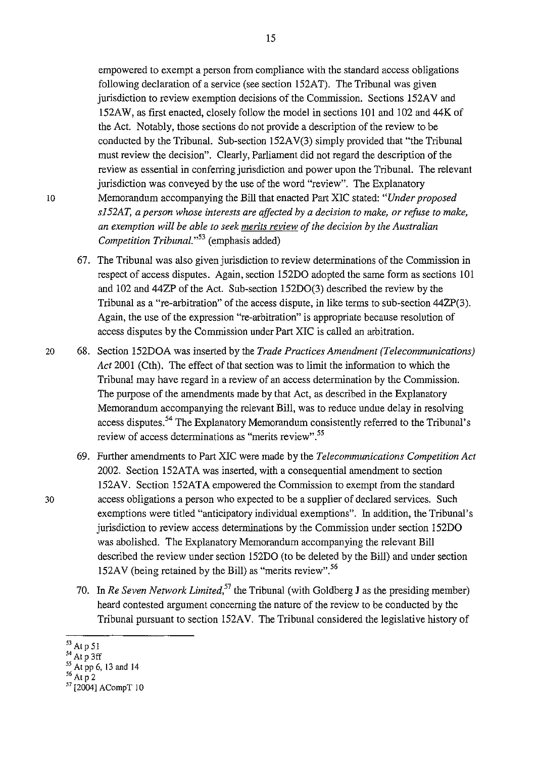empowered to exempt a person from compliance with the standard access obligations following declaration of a service (see section 152AT). The Tribunal was given jurisdiction to review exemption decisions of the Commission. Sections 152AV and 152AW, as first enacted, closely follow the model in sections 101 and 102 and 44K of the Act. Notably, those sections do not provide a description of the review to be conducted by the Tribunal. Sub-section 152AV(3) simply provided that "the Tribunal must review the decision". Clearly, Parliament did not regard the description of the review as essential in conferring jurisdiction and power upon the Tribunal. The relevant jurisdiction was conveyed by the use of the word "review". The Explanatory Memorandum accompanying the Bill that enacted Part XIC stated: *"Under proposed s152AT, a person whose interests are affected by a decision to make, or refuse to make, an exemption will be able to seek merits review of the decision by the Australian Competition Tribunal."*[53] (emphasis added)

67. The Tribunal was also given jurisdiction to review determinations of the Commission in respect of access disputes. Again, section 152DO adopted the same form as sections 101 and 102 and 44ZP of the Act. Sub-section 152DO(3) described the review by the Tribunal as a "re-arbitration" of the access dispute, in like terms to sub-section 44ZP(3). Again, the use of the expression "re-arbitration" is appropriate because resolution of access disputes by the Commission under Part XIC is called an arbitration.

68. Section 152DOA was inserted by the *Trade Practices Amendment (Telecommunications) Act* 2001 (Cth). The effect of that section was to limit the information to which the Tribunal may have regard in a review of an access determination by the Commission. The purpose of the amendments made by that Act, as described in the Explanatory Memorandum accompanying the relevant Bill, was to reduce undue delay in resolving access disputes.[54] The Explanatory Memorandum consistently referred to the Tribunal's review of access determinations as "merits review".[55]

69. Further amendments to Part XIC were made by the *Telecommunications Competition Act* 2002. Section 152ATA was inserted, with a consequential amendment to section 152AV. Section 152ATA empowered the Commission to exempt from the standard access obligations a person who expected to be a supplier of declared services. Such exemptions were titled "anticipatory individual exemptions". In addition, the Tribunal's jurisdiction to review access determinations by the Commission under section 152DO was abolished. The Explanatory Memorandum accompanying the relevant Bill described the review under section 152DO (to be deleted by the Bill) and under section 152AV (being retained by the Bill) as "merits review".[56]

70. In *Re Seven Network Limited*,[57] the Tribunal (with Goldberg J as the presiding member) heard contested argument concerning the nature of the review to be conducted by the Tribunal pursuant to section 152AV. The Tribunal considered the legislative history of

---

[53] At p 51
[54] At p 3ff
[55] At pp 6, 13 and 14
[56] At p 2
[57] [2004] ACompT 10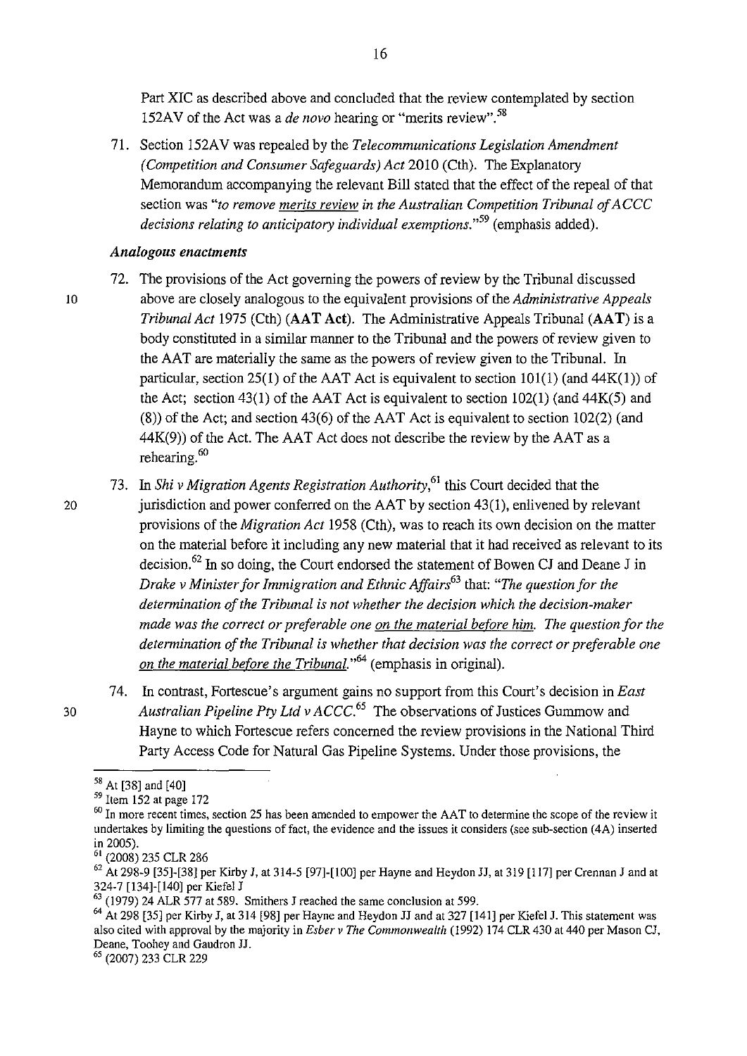Part XIC as described above and concluded that the review contemplated by section 152AV of the Act was a *de novo* hearing or "merits review".[58]

71. Section 152AV was repealed by the *Telecommunications Legislation Amendment (Competition and Consumer Safeguards) Act* 2010 (Cth). The Explanatory Memorandum accompanying the relevant Bill stated that the effect of the repeal of that section was *"to remove merits review in the Australian Competition Tribunal of ACCC decisions relating to anticipatory individual exemptions."*[59] (emphasis added).

### *Analogous enactments*

72. The provisions of the Act governing the powers of review by the Tribunal discussed above are closely analogous to the equivalent provisions of the *Administrative Appeals Tribunal Act* 1975 (Cth) (**AAT Act**). The Administrative Appeals Tribunal (**AAT**) is a body constituted in a similar manner to the Tribunal and the powers of review given to the AAT are materially the same as the powers of review given to the Tribunal. In particular, section 25(1) of the AAT Act is equivalent to section 101(1) (and 44K(1)) of the Act; section 43(1) of the AAT Act is equivalent to section 102(1) (and 44K(5) and (8)) of the Act; and section 43(6) of the AAT Act is equivalent to section 102(2) (and 44K(9)) of the Act. The AAT Act does not describe the review by the AAT as a rehearing.[60]

73. In *Shi v Migration Agents Registration Authority*,[61] this Court decided that the jurisdiction and power conferred on the AAT by section 43(1), enlivened by relevant provisions of the *Migration Act* 1958 (Cth), was to reach its own decision on the matter on the material before it including any new material that it had received as relevant to its decision.[62] In so doing, the Court endorsed the statement of Bowen CJ and Deane J in *Drake v Minister for Immigration and Ethnic Affairs*[63] that: *"The question for the determination of the Tribunal is not whether the decision which the decision-maker made was the correct or preferable one on the material before him. The question for the determination of the Tribunal is whether that decision was the correct or preferable one on the material before the Tribunal."*[64] (emphasis in original).

74. In contrast, Fortescue's argument gains no support from this Court's decision in *East Australian Pipeline Pty Ltd v ACCC*.[65] The observations of Justices Gummow and Hayne to which Fortescue refers concerned the review provisions in the National Third Party Access Code for Natural Gas Pipeline Systems. Under those provisions, the

---

[58] At [38] and [40]

[59] Item 152 at page 172

[60] In more recent times, section 25 has been amended to empower the AAT to determine the scope of the review it undertakes by limiting the questions of fact, the evidence and the issues it considers (see sub-section (4A) inserted in 2005).

[61] (2008) 235 CLR 286

[62] At 298-9 [35]-[38] per Kirby J, at 314-5 [97]-[100] per Hayne and Heydon JJ, at 319 [117] per Crennan J and at 324-7 [134]-[140] per Kiefel J

[63] (1979) 24 ALR 577 at 589. Smithers J reached the same conclusion at 599.

[64] At 298 [35] per Kirby J, at 314 [98] per Hayne and Heydon JJ and at 327 [141] per Kiefel J. This statement was also cited with approval by the majority in *Esber v The Commonwealth* (1992) 174 CLR 430 at 440 per Mason CJ, Deane, Toohey and Gaudron JJ.

[65] (2007) 233 CLR 229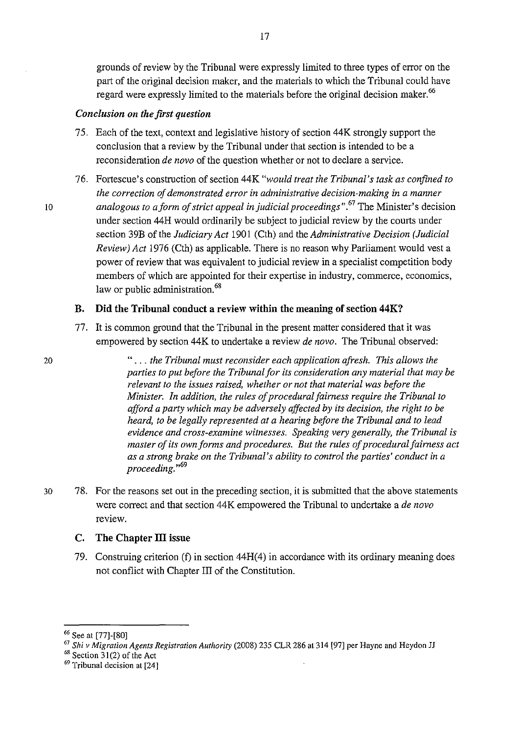grounds of review by the Tribunal were expressly limited to three types of error on the part of the original decision maker, and the materials to which the Tribunal could have regard were expressly limited to the materials before the original decision maker.[66]

### *Conclusion on the first question*

75. Each of the text, context and legislative history of section 44K strongly support the conclusion that a review by the Tribunal under that section is intended to be a reconsideration *de novo* of the question whether or not to declare a service.

76. Fortescue's construction of section 44K *"would treat the Tribunal's task as confined to the correction of demonstrated error in administrative decision-making in a manner analogous to a form of strict appeal in judicial proceedings"*.[67] The Minister's decision under section 44H would ordinarily be subject to judicial review by the courts under section 39B of the *Judiciary Act* 1901 (Cth) and the *Administrative Decision (Judicial Review) Act* 1976 (Cth) as applicable. There is no reason why Parliament would vest a power of review that was equivalent to judicial review in a specialist competition body members of which are appointed for their expertise in industry, commerce, economics, law or public administration.[68]

## B. Did the Tribunal conduct a review within the meaning of section 44K?

77. It is common ground that the Tribunal in the present matter considered that it was empowered by section 44K to undertake a review *de novo*. The Tribunal observed:

> *"... the Tribunal must reconsider each application afresh. This allows the parties to put before the Tribunal for its consideration any material that may be relevant to the issues raised, whether or not that material was before the Minister. In addition, the rules of procedural fairness require the Tribunal to afford a party which may be adversely affected by its decision, the right to be heard, to be legally represented at a hearing before the Tribunal and to lead evidence and cross-examine witnesses. Speaking very generally, the Tribunal is master of its own forms and procedures. But the rules of procedural fairness act as a strong brake on the Tribunal's ability to control the parties' conduct in a proceeding."*[69]

78. For the reasons set out in the preceding section, it is submitted that the above statements were correct and that section 44K empowered the Tribunal to undertake a *de novo* review.

## C. The Chapter III issue

79. Construing criterion (f) in section 44H(4) in accordance with its ordinary meaning does not conflict with Chapter III of the Constitution.

---

[66] See at [77]-[80]

[67] *Shi v Migration Agents Registration Authority* (2008) 235 CLR 286 at 314 [97] per Hayne and Heydon JJ

[68] Section 31(2) of the Act

[69] Tribunal decision at [24]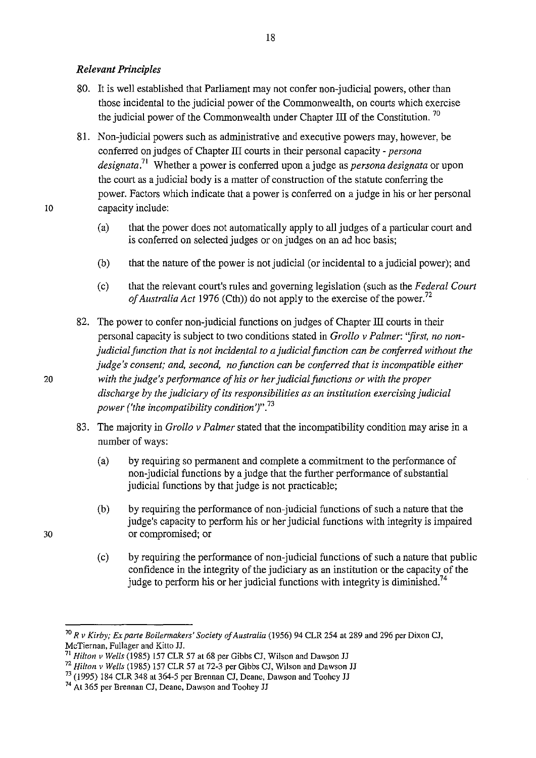### *Relevant Principles*

80. It is well established that Parliament may not confer non-judicial powers, other than those incidental to the judicial power of the Commonwealth, on courts which exercise the judicial power of the Commonwealth under Chapter III of the Constitution.[70]

81. Non-judicial powers such as administrative and executive powers may, however, be conferred on judges of Chapter III courts in their personal capacity - *persona designata*.[71] Whether a power is conferred upon a judge as *persona designata* or upon the court as a judicial body is a matter of construction of the statute conferring the power. Factors which indicate that a power is conferred on a judge in his or her personal capacity include:

    (a) that the power does not automatically apply to all judges of a particular court and is conferred on selected judges or on judges on an ad hoc basis;

    (b) that the nature of the power is not judicial (or incidental to a judicial power); and

    (c) that the relevant court's rules and governing legislation (such as the *Federal Court of Australia Act* 1976 (Cth)) do not apply to the exercise of the power.[72]

82. The power to confer non-judicial functions on judges of Chapter III courts in their personal capacity is subject to two conditions stated in *Grollo v Palmer*: *"first, no non-judicial function that is not incidental to a judicial function can be conferred without the judge's consent; and, second, no function can be conferred that is incompatible either with the judge's performance of his or her judicial functions or with the proper discharge by the judiciary of its responsibilities as an institution exercising judicial power ('the incompatibility condition')"*.[73]

83. The majority in *Grollo v Palmer* stated that the incompatibility condition may arise in a number of ways:

    (a) by requiring so permanent and complete a commitment to the performance of non-judicial functions by a judge that the further performance of substantial judicial functions by that judge is not practicable;

    (b) by requiring the performance of non-judicial functions of such a nature that the judge's capacity to perform his or her judicial functions with integrity is impaired or compromised; or

    (c) by requiring the performance of non-judicial functions of such a nature that public confidence in the integrity of the judiciary as an institution or the capacity of the judge to perform his or her judicial functions with integrity is diminished.[74]

---

[70] *R v Kirby; Ex parte Boilermakers' Society of Australia* (1956) 94 CLR 254 at 289 and 296 per Dixon CJ, McTiernan, Fullager and Kitto JJ.

[71] *Hilton v Wells* (1985) 157 CLR 57 at 68 per Gibbs CJ, Wilson and Dawson JJ

[72] *Hilton v Wells* (1985) 157 CLR 57 at 72-3 per Gibbs CJ, Wilson and Dawson JJ

[73] (1995) 184 CLR 348 at 364-5 per Brennan CJ, Deane, Dawson and Toohey JJ

[74] At 365 per Brennan CJ, Deane, Dawson and Toohey JJ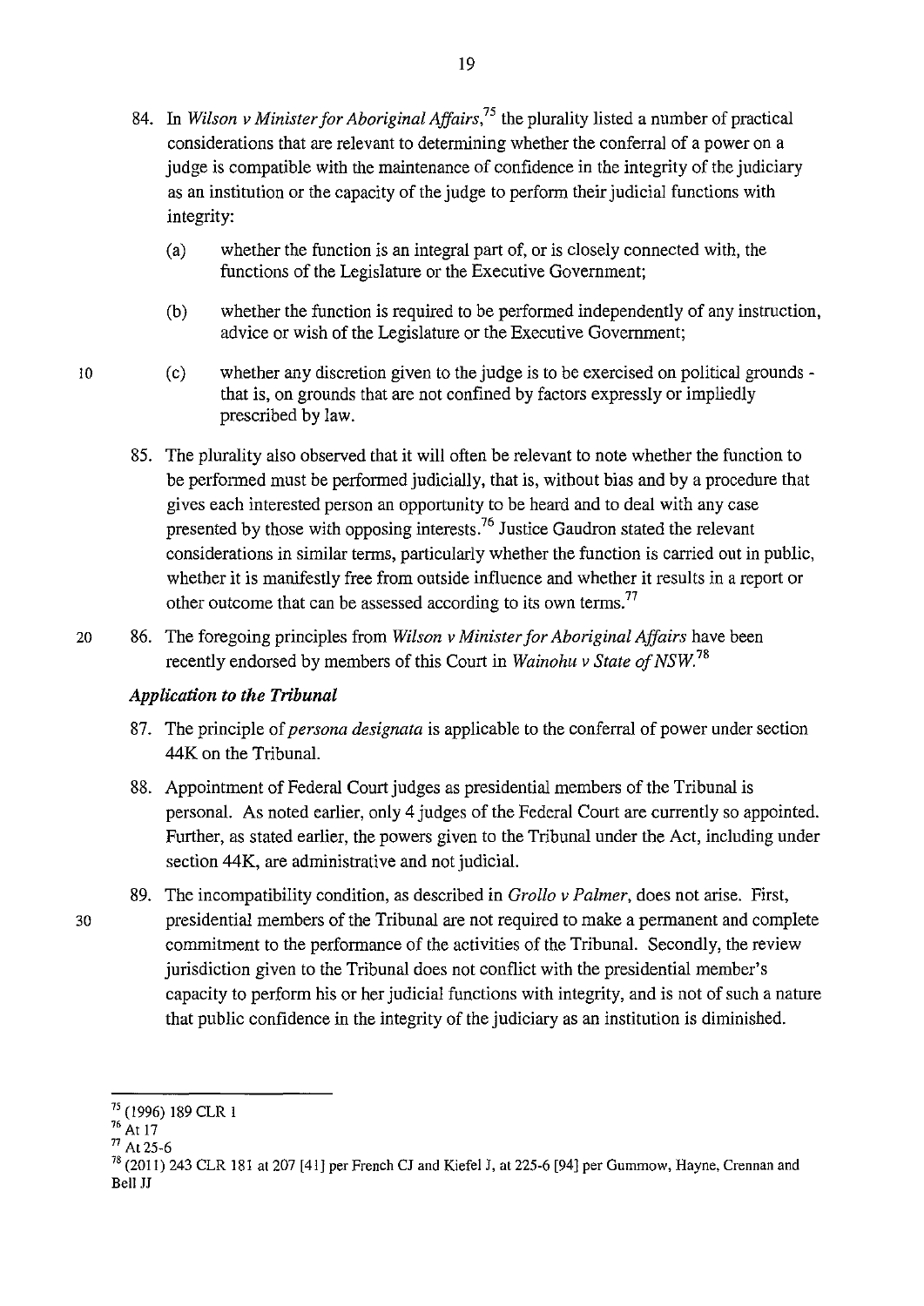84. In *Wilson v Minister for Aboriginal Affairs*,[75] the plurality listed a number of practical considerations that are relevant to determining whether the conferral of a power on a judge is compatible with the maintenance of confidence in the integrity of the judiciary as an institution or the capacity of the judge to perform their judicial functions with integrity:

    (a) whether the function is an integral part of, or is closely connected with, the functions of the Legislature or the Executive Government;

    (b) whether the function is required to be performed independently of any instruction, advice or wish of the Legislature or the Executive Government;

    (c) whether any discretion given to the judge is to be exercised on political grounds - that is, on grounds that are not confined by factors expressly or impliedly prescribed by law.

85. The plurality also observed that it will often be relevant to note whether the function to be performed must be performed judicially, that is, without bias and by a procedure that gives each interested person an opportunity to be heard and to deal with any case presented by those with opposing interests.[76] Justice Gaudron stated the relevant considerations in similar terms, particularly whether the function is carried out in public, whether it is manifestly free from outside influence and whether it results in a report or other outcome that can be assessed according to its own terms.[77]

86. The foregoing principles from *Wilson v Minister for Aboriginal Affairs* have been recently endorsed by members of this Court in *Wainohu v State of NSW*.[78]

### *Application to the Tribunal*

87. The principle of *persona designata* is applicable to the conferral of power under section 44K on the Tribunal.

88. Appointment of Federal Court judges as presidential members of the Tribunal is personal. As noted earlier, only 4 judges of the Federal Court are currently so appointed. Further, as stated earlier, the powers given to the Tribunal under the Act, including under section 44K, are administrative and not judicial.

89. The incompatibility condition, as described in *Grollo v Palmer*, does not arise. First, presidential members of the Tribunal are not required to make a permanent and complete commitment to the performance of the activities of the Tribunal. Secondly, the review jurisdiction given to the Tribunal does not conflict with the presidential member's capacity to perform his or her judicial functions with integrity, and is not of such a nature that public confidence in the integrity of the judiciary as an institution is diminished.

---

[75] (1996) 189 CLR 1

[76] At 17

[77] At 25-6

[78] (2011) 243 CLR 181 at 207 [41] per French CJ and Kiefel J, at 225-6 [94] per Gummow, Hayne, Crennan and Bell JJ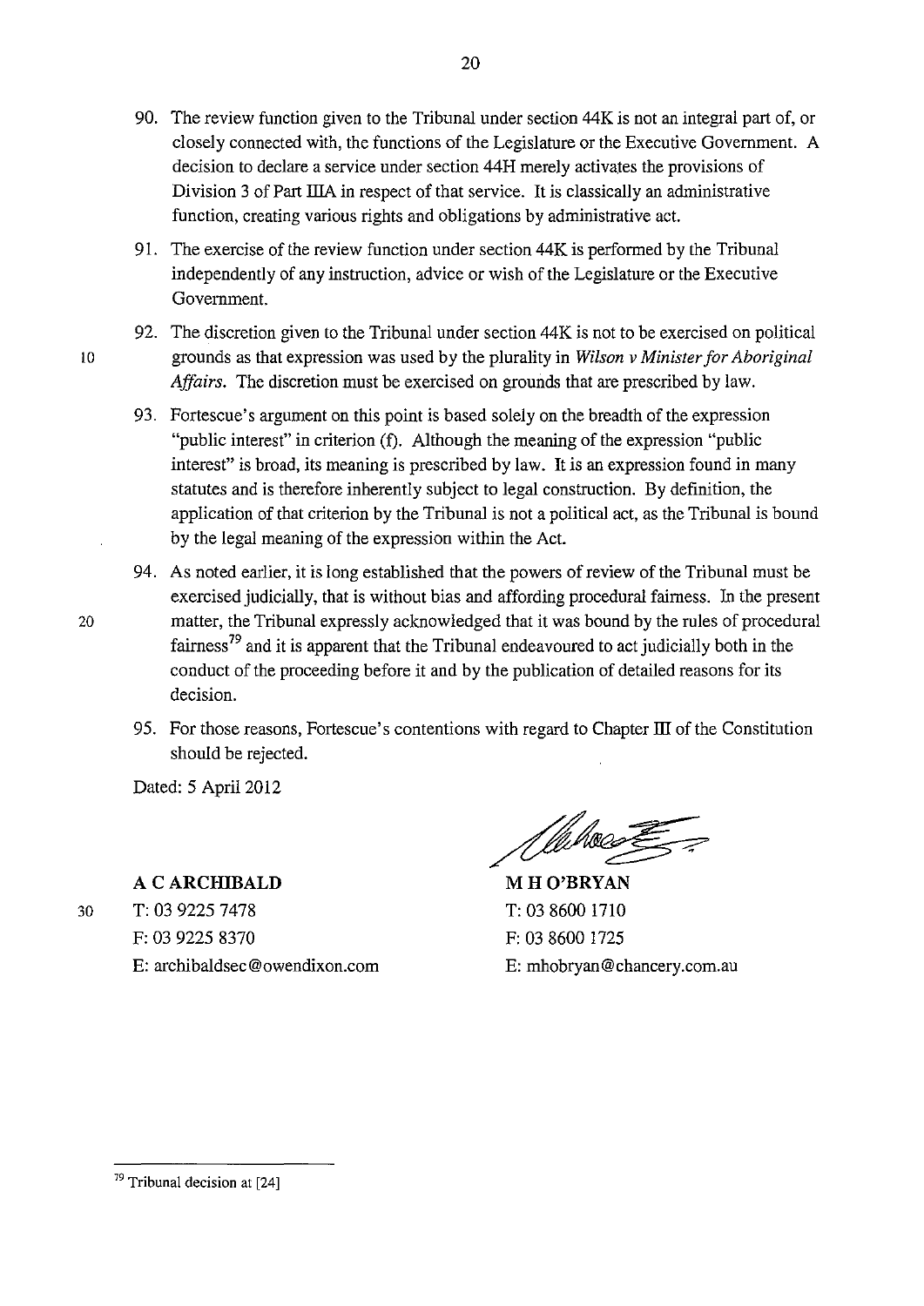90. The review function given to the Tribunal under section 44K is not an integral part of, or closely connected with, the functions of the Legislature or the Executive Government. A decision to declare a service under section 44H merely activates the provisions of Division 3 of Part IIIA in respect of that service. It is classically an administrative function, creating various rights and obligations by administrative act.

91. The exercise of the review function under section 44K is performed by the Tribunal independently of any instruction, advice or wish of the Legislature or the Executive Government.

92. The discretion given to the Tribunal under section 44K is not to be exercised on political grounds as that expression was used by the plurality in *Wilson v Minister for Aboriginal Affairs*. The discretion must be exercised on grounds that are prescribed by law.

93. Fortescue's argument on this point is based solely on the breadth of the expression "public interest" in criterion (f). Although the meaning of the expression "public interest" is broad, its meaning is prescribed by law. It is an expression found in many statutes and is therefore inherently subject to legal construction. By definition, the application of that criterion by the Tribunal is not a political act, as the Tribunal is bound by the legal meaning of the expression within the Act.

94. As noted earlier, it is long established that the powers of review of the Tribunal must be exercised judicially, that is without bias and affording procedural fairness. In the present matter, the Tribunal expressly acknowledged that it was bound by the rules of procedural fairness[79] and it is apparent that the Tribunal endeavoured to act judicially both in the conduct of the proceeding before it and by the publication of detailed reasons for its decision.

95. For those reasons, Fortescue's contentions with regard to Chapter III of the Constitution should be rejected.

Dated: 5 April 2012

**A C ARCHIBALD**
T: 03 9225 7478
F: 03 9225 8370
E: archibaldsec@owendixon.com

**M H O'BRYAN**
T: 03 8600 1710
F: 03 8600 1725
E: mhobryan@chancery.com.au

---

[79] Tribunal decision at [24]